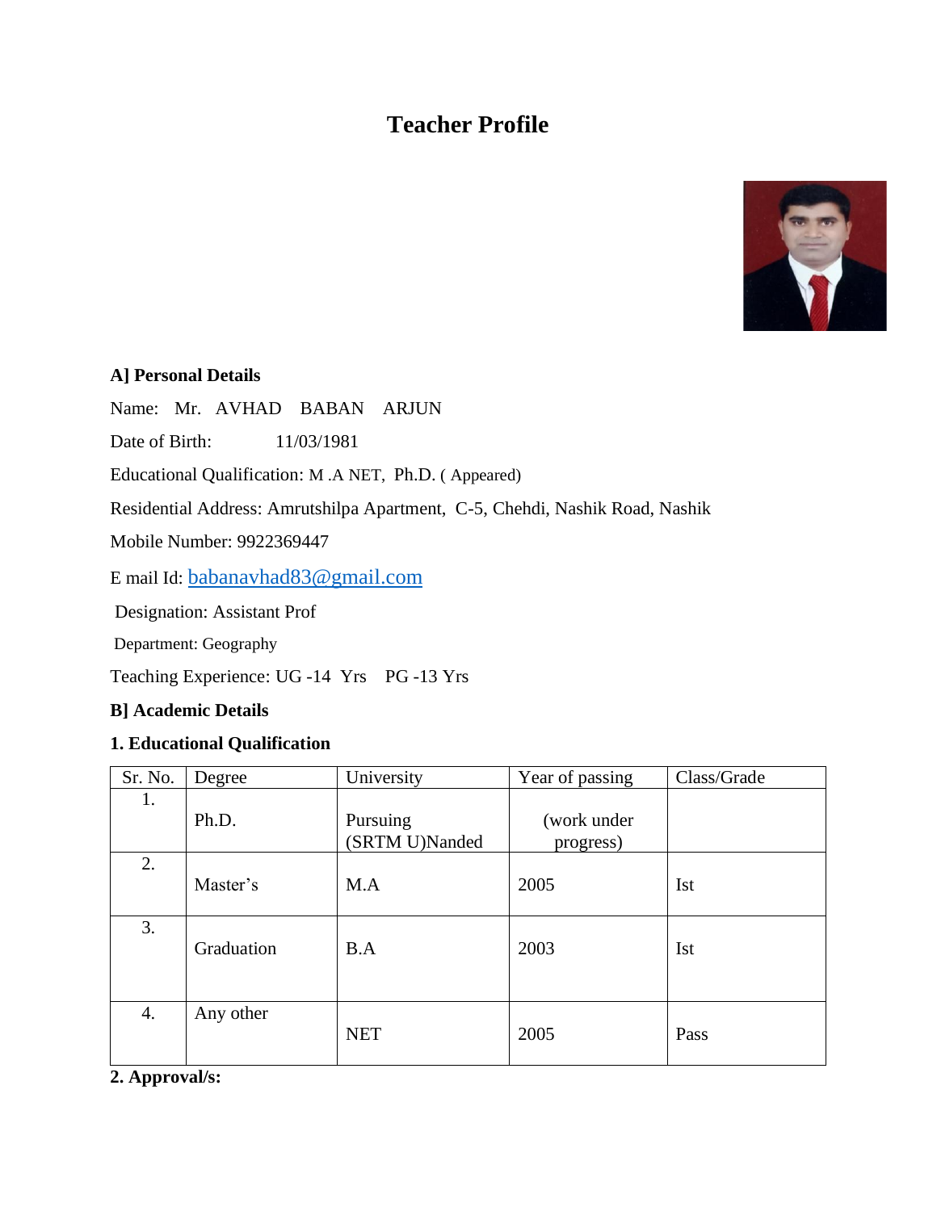# Teacher Profile

**A] Personal Details**

Name: Mr. AVHAD BABAN ARJUN

Date of Birth: 11/03/1981

Educational Qualification: M .A NET, Ph.D. ( Appeared)

Residential Address: Amrutshilpa Apartment, C-5, Chehdi, Nashik Road, Nashik

Mobile Number: 9922369447

E mail Id: babanavhad83@gmail.com

Designation: Assistant Prof

Department: Geography

Teaching Experience: UG -14 Yrs PG -13 Yrs

**B] Academic Details**

**1. Educational Qualification**

| Sr. No. | Degree | University | Year of passing | Class/Grade |
|---|---|---|---|---|
| 1. | Ph.D. | Pursuing (SRTM U)Nanded | (work under progress) | |
| 2. | Master's | M.A | 2005 | Ist |
| 3. | Graduation | B.A | 2003 | Ist |
| 4. | Any other | NET | 2005 | Pass |

**2. Approval/s:**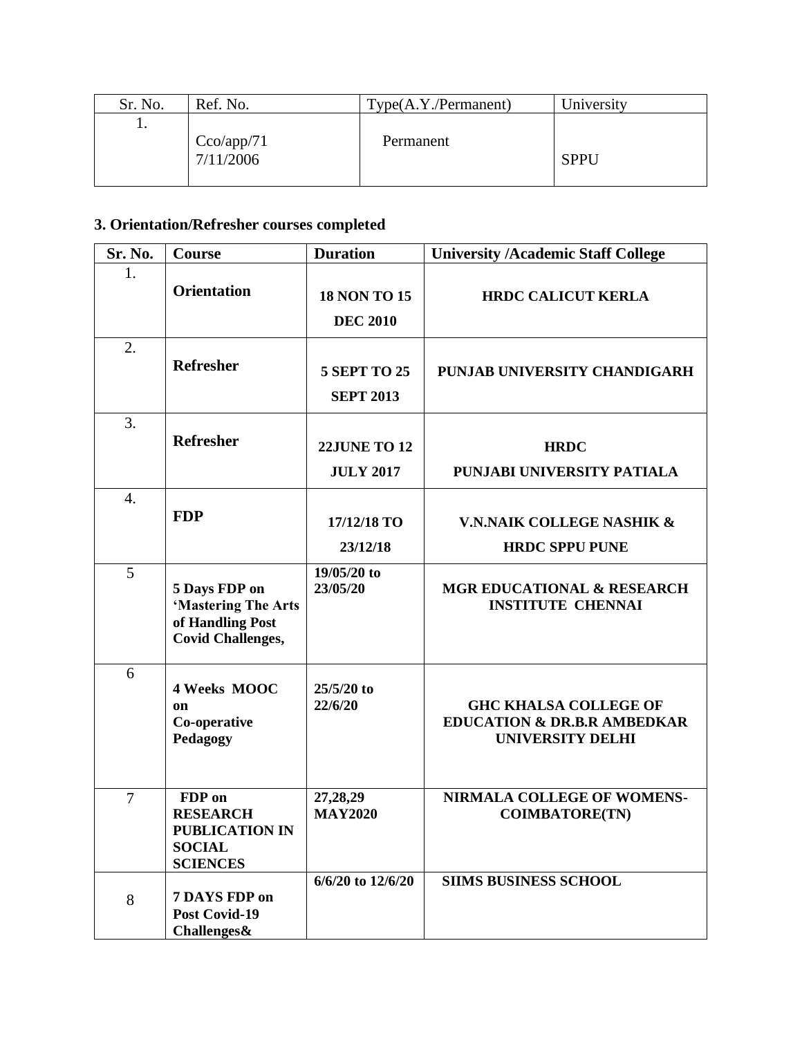| Sr. No. | Ref. No. | Type(A.Y./Permanent) | University |
|---|---|---|---|
| 1. | Cco/app/71 7/11/2006 | Permanent | SPPU |

### 3. Orientation/Refresher courses completed

| Sr. No. | Course | Duration | University /Academic Staff College |
|---|---|---|---|
| 1. | **Orientation** | **18 NON TO 15 DEC 2010** | **HRDC CALICUT KERLA** |
| 2. | **Refresher** | **5 SEPT TO 25 SEPT 2013** | **PUNJAB UNIVERSITY CHANDIGARH** |
| 3. | **Refresher** | **22JUNE TO 12 JULY 2017** | **HRDC PUNJABI UNIVERSITY PATIALA** |
| 4. | **FDP** | **17/12/18 TO 23/12/18** | **V.N.NAIK COLLEGE NASHIK & HRDC SPPU PUNE** |
| 5 | **5 Days FDP on 'Mastering The Arts of Handling Post Covid Challenges,** | **19/05/20 to 23/05/20** | **MGR EDUCATIONAL & RESEARCH INSTITUTE CHENNAI** |
| 6 | **4 Weeks MOOC on Co-operative Pedagogy** | **25/5/20 to 22/6/20** | **GHC KHALSA COLLEGE OF EDUCATION & DR.B.R AMBEDKAR UNIVERSITY DELHI** |
| 7 | **FDP on RESEARCH PUBLICATION IN SOCIAL SCIENCES** | **27,28,29 MAY2020** | **NIRMALA COLLEGE OF WOMENS-COIMBATORE(TN)** |
| 8 | **7 DAYS FDP on Post Covid-19 Challenges&** | **6/6/20 to 12/6/20** | **SIIMS BUSINESS SCHOOL** |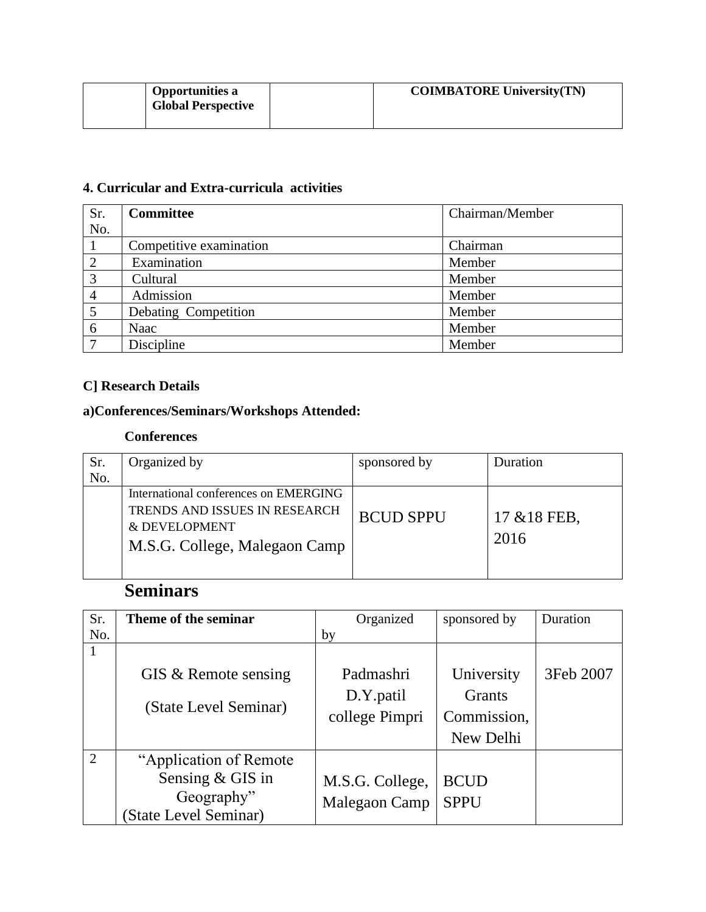| | Opportunities a Global Perspective | | COIMBATORE University(TN) |
|---|---|---|---|

**4. Curricular and Extra-curricula activities**

| Sr. No. | Committee | Chairman/Member |
|---|---|---|
| 1 | Competitive examination | Chairman |
| 2 | Examination | Member |
| 3 | Cultural | Member |
| 4 | Admission | Member |
| 5 | Debating Competition | Member |
| 6 | Naac | Member |
| 7 | Discipline | Member |

**C] Research Details**

**a)Conferences/Seminars/Workshops Attended:**

**Conferences**

| Sr. No. | Organized by | sponsored by | Duration |
|---|---|---|---|
| | International conferences on EMERGING TRENDS AND ISSUES IN RESEARCH & DEVELOPMENT M.S.G. College, Malegaon Camp | BCUD SPPU | 17 &18 FEB, 2016 |

## Seminars

| Sr. No. | Theme of the seminar | Organized by | sponsored by | Duration |
|---|---|---|---|---|
| 1 | GIS & Remote sensing (State Level Seminar) | Padmashri D.Y.patil college Pimpri | University Grants Commission, New Delhi | 3Feb 2007 |
| 2 | "Application of Remote Sensing & GIS in Geography" (State Level Seminar) | M.S.G. College, Malegaon Camp | BCUD SPPU | |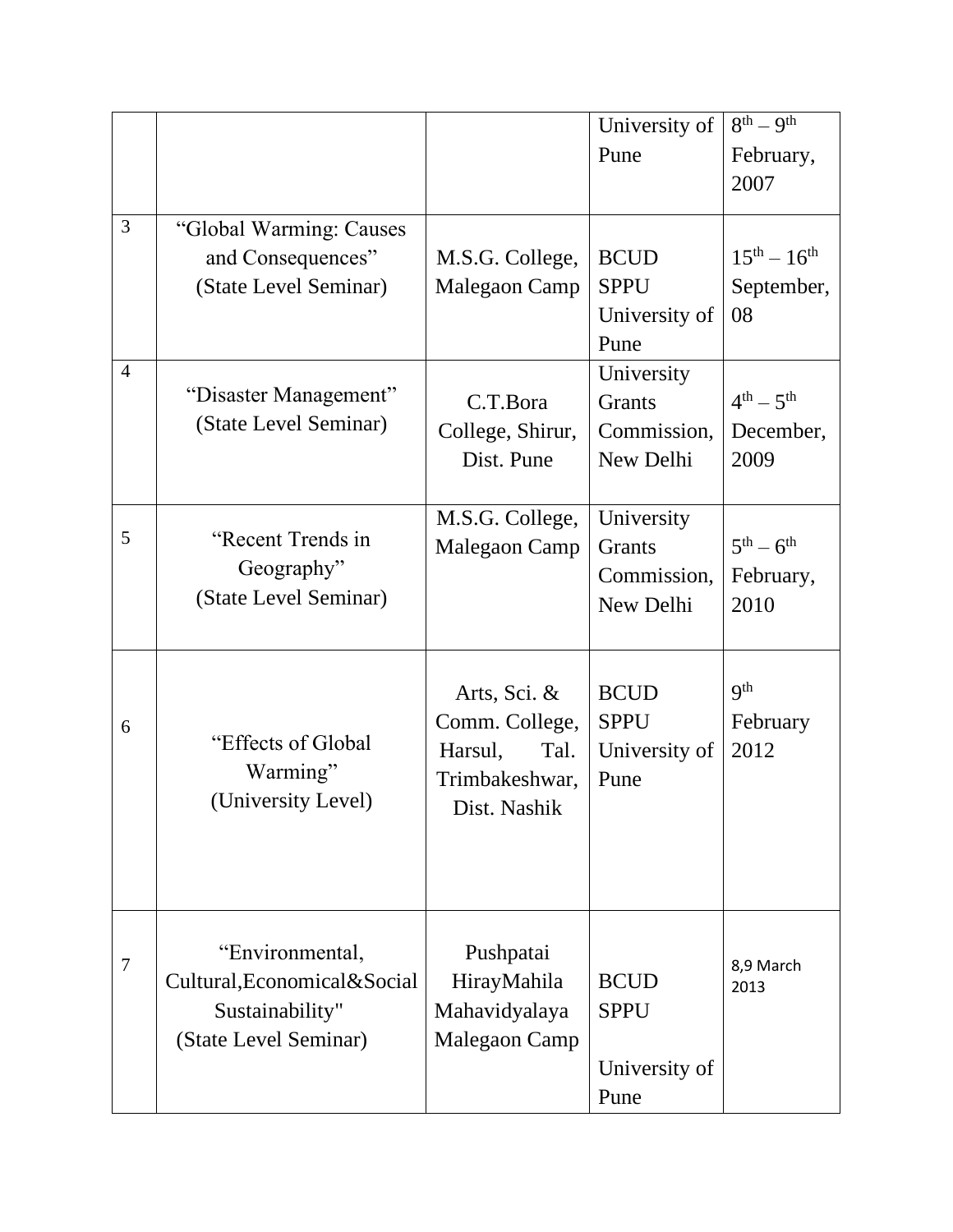| | | | | |
|---|---|---|---|---|
| | | | University of Pune | 8th – 9th February, 2007 |
| 3 | "Global Warming: Causes and Consequences" (State Level Seminar) | M.S.G. College, Malegaon Camp | BCUD SPPU University of Pune | 15th – 16th September, 08 |
| 4 | "Disaster Management" (State Level Seminar) | C.T.Bora College, Shirur, Dist. Pune | University Grants Commission, New Delhi | 4th – 5th December, 2009 |
| 5 | "Recent Trends in Geography" (State Level Seminar) | M.S.G. College, Malegaon Camp | University Grants Commission, New Delhi | 5th – 6th February, 2010 |
| 6 | "Effects of Global Warming" (University Level) | Arts, Sci. & Comm. College, Harsul, Tal. Trimbakeshwar, Dist. Nashik | BCUD SPPU University of Pune | 9th February 2012 |
| 7 | "Environmental, Cultural,Economical&Social Sustainability" (State Level Seminar) | Pushpatai HirayMahila Mahavidyalaya Malegaon Camp | BCUD SPPU University of Pune | 8,9 March 2013 |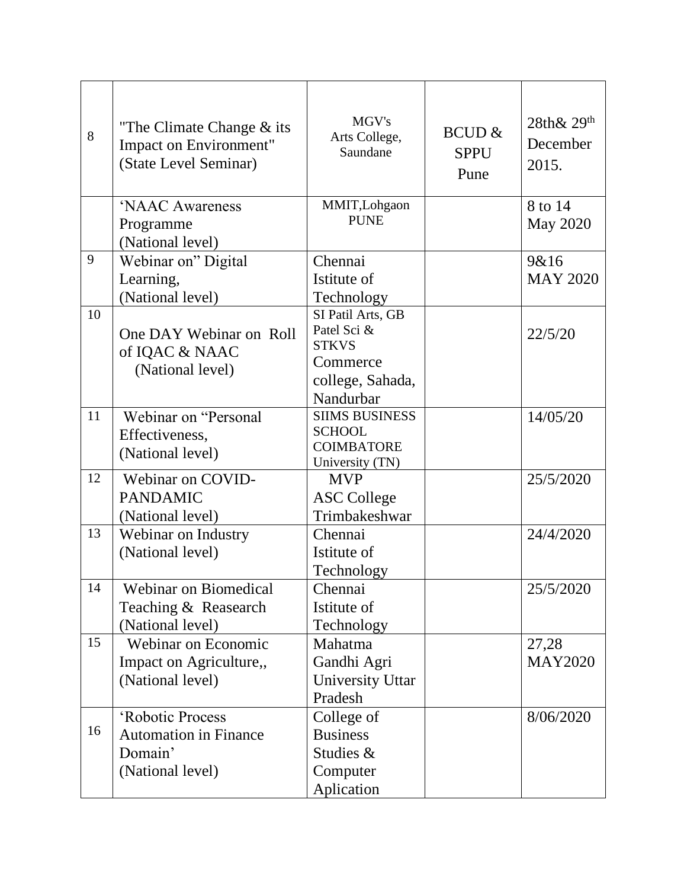| | | | | |
|---|---|---|---|---|
| 8 | "The Climate Change & its Impact on Environment" (State Level Seminar) | MGV's Arts College, Saundane | BCUD & SPPU Pune | 28th& 29th December 2015. |
| | 'NAAC Awareness Programme (National level) | MMIT,Lohgaon PUNE | | 8 to 14 May 2020 |
| 9 | Webinar on" Digital Learning, (National level) | Chennai Istitute of Technology | | 9&16 MAY 2020 |
| 10 | One DAY Webinar on Roll of IQAC & NAAC (National level) | SI Patil Arts, GB Patel Sci & STKVS Commerce college, Sahada, Nandurbar | | 22/5/20 |
| 11 | Webinar on "Personal Effectiveness, (National level) | SIIMS BUSINESS SCHOOL COIMBATORE University (TN) | | 14/05/20 |
| 12 | Webinar on COVID-PANDAMIC (National level) | MVP ASC College Trimbakeshwar | | 25/5/2020 |
| 13 | Webinar on Industry (National level) | Chennai Istitute of Technology | | 24/4/2020 |
| 14 | Webinar on Biomedical Teaching & Reasearch (National level) | Chennai Istitute of Technology | | 25/5/2020 |
| 15 | Webinar on Economic Impact on Agriculture,, (National level) | Mahatma Gandhi Agri University Uttar Pradesh | | 27,28 MAY2020 |
| 16 | 'Robotic Process Automation in Finance Domain' (National level) | College of Business Studies & Computer Aplication | | 8/06/2020 |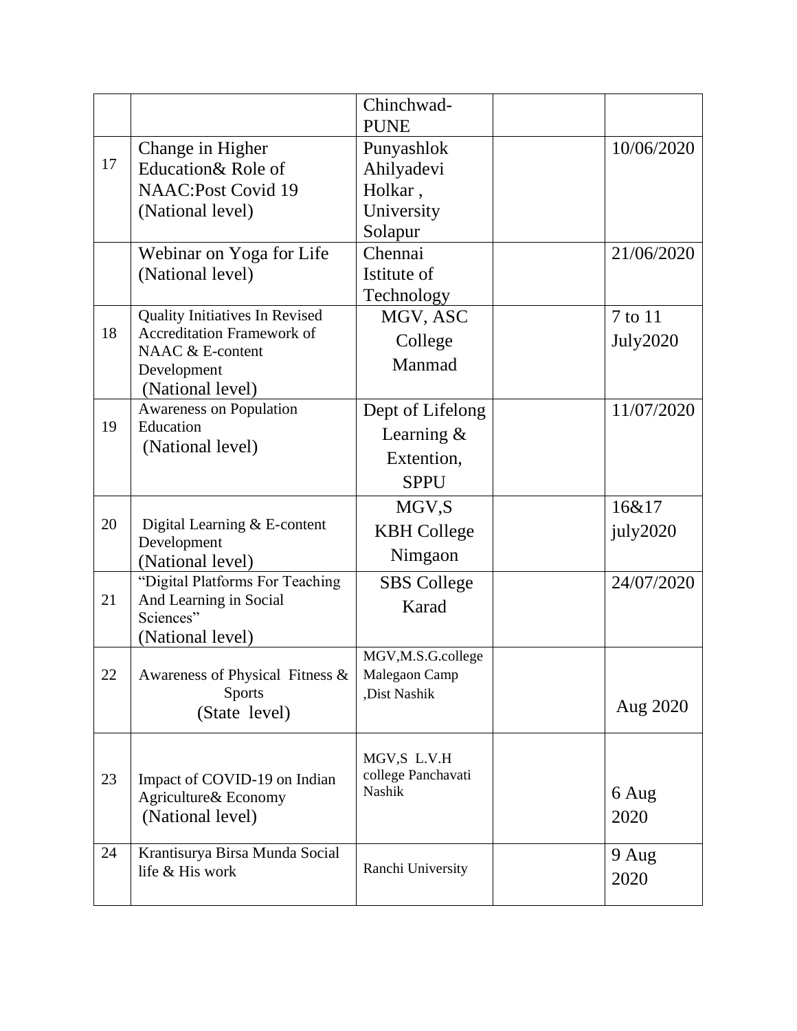| | | | | |
|---|---|---|---|---|
| | | Chinchwad-PUNE | | |
| 17 | Change in Higher Education& Role of NAAC:Post Covid 19 (National level) | Punyashlok Ahilyadevi Holkar , University Solapur | | 10/06/2020 |
| | Webinar on Yoga for Life (National level) | Chennai Istitute of Technology | | 21/06/2020 |
| 18 | Quality Initiatives In Revised Accreditation Framework of NAAC & E-content Development (National level) | MGV, ASC College Manmad | | 7 to 11 July2020 |
| 19 | Awareness on Population Education (National level) | Dept of Lifelong Learning & Extention, SPPU | | 11/07/2020 |
| 20 | Digital Learning & E-content Development (National level) | MGV,S KBH College Nimgaon | | 16&17 july2020 |
| 21 | "Digital Platforms For Teaching And Learning in Social Sciences" (National level) | SBS College Karad | | 24/07/2020 |
| 22 | Awareness of Physical Fitness & Sports (State level) | MGV,M.S.G.college Malegaon Camp ,Dist Nashik | | Aug 2020 |
| 23 | Impact of COVID-19 on Indian Agriculture& Economy (National level) | MGV,S L.V.H college Panchavati Nashik | | 6 Aug 2020 |
| 24 | Krantisurya Birsa Munda Social life & His work | Ranchi University | | 9 Aug 2020 |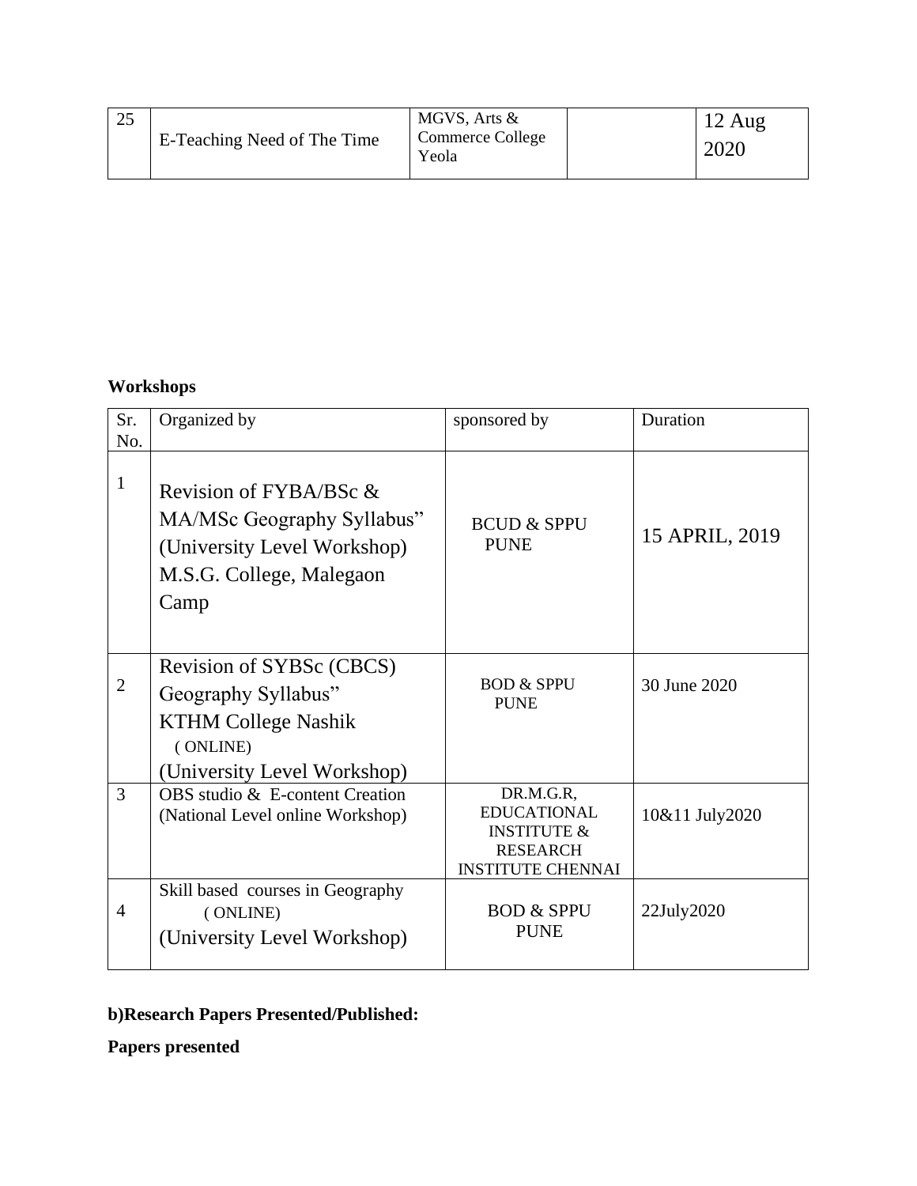| 25 | E-Teaching Need of The Time | MGVS, Arts & Commerce College Yeola | | 12 Aug 2020 |
|---|---|---|---|---|

**Workshops**

| Sr. No. | Organized by | sponsored by | Duration |
|---|---|---|---|
| 1 | Revision of FYBA/BSc & MA/MSc Geography Syllabus" (University Level Workshop) M.S.G. College, Malegaon Camp | BCUD & SPPU PUNE | 15 APRIL, 2019 |
| 2 | Revision of SYBSc (CBCS) Geography Syllabus" KTHM College Nashik ( ONLINE) (University Level Workshop) | BOD & SPPU PUNE | 30 June 2020 |
| 3 | OBS studio & E-content Creation (National Level online Workshop) | DR.M.G.R, EDUCATIONAL INSTITUTE & RESEARCH INSTITUTE CHENNAI | 10&11 July2020 |
| 4 | Skill based courses in Geography ( ONLINE) (University Level Workshop) | BOD & SPPU PUNE | 22July2020 |

**b)Research Papers Presented/Published:**

**Papers presented**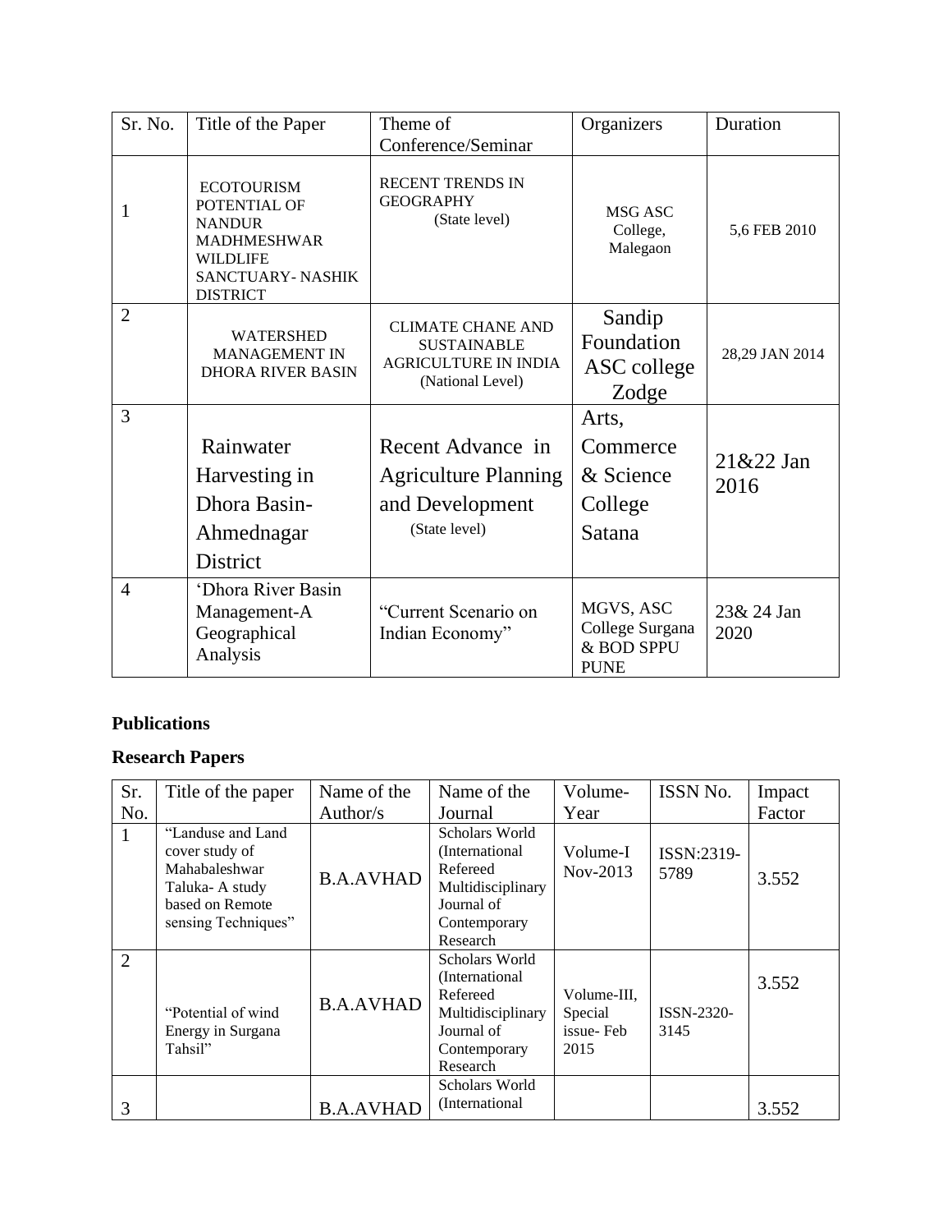| Sr. No. | Title of the Paper | Theme of Conference/Seminar | Organizers | Duration |
|---|---|---|---|---|
| 1 | ECOTOURISM POTENTIAL OF NANDUR MADHMESHWAR WILDLIFE SANCTUARY- NASHIK DISTRICT | RECENT TRENDS IN GEOGRAPHY (State level) | MSG ASC College, Malegaon | 5,6 FEB 2010 |
| 2 | WATERSHED MANAGEMENT IN DHORA RIVER BASIN | CLIMATE CHANE AND SUSTAINABLE AGRICULTURE IN INDIA (National Level) | Sandip Foundation ASC college Zodge | 28,29 JAN 2014 |
| 3 | Rainwater Harvesting in Dhora Basin- Ahmednagar District | Recent Advance in Agriculture Planning and Development (State level) | Arts, Commerce & Science College Satana | 21&22 Jan 2016 |
| 4 | 'Dhora River Basin Management-A Geographical Analysis | "Current Scenario on Indian Economy" | MGVS, ASC College Surgana & BOD SPPU PUNE | 23& 24 Jan 2020 |

**Publications**

**Research Papers**

| Sr. No. | Title of the paper | Name of the Author/s | Name of the Journal | Volume-Year | ISSN No. | Impact Factor |
|---|---|---|---|---|---|---|
| 1 | "Landuse and Land cover study of Mahabaleshwar Taluka- A study based on Remote sensing Techniques" | B.A.AVHAD | Scholars World (International Refereed Multidisciplinary Journal of Contemporary Research | Volume-I Nov-2013 | ISSN:2319-5789 | 3.552 |
| 2 | "Potential of wind Energy in Surgana Tahsil" | B.A.AVHAD | Scholars World (International Refereed Multidisciplinary Journal of Contemporary Research | Volume-III, Special issue- Feb 2015 | ISSN-2320-3145 | 3.552 |
| 3 | | B.A.AVHAD | Scholars World (International | | | 3.552 |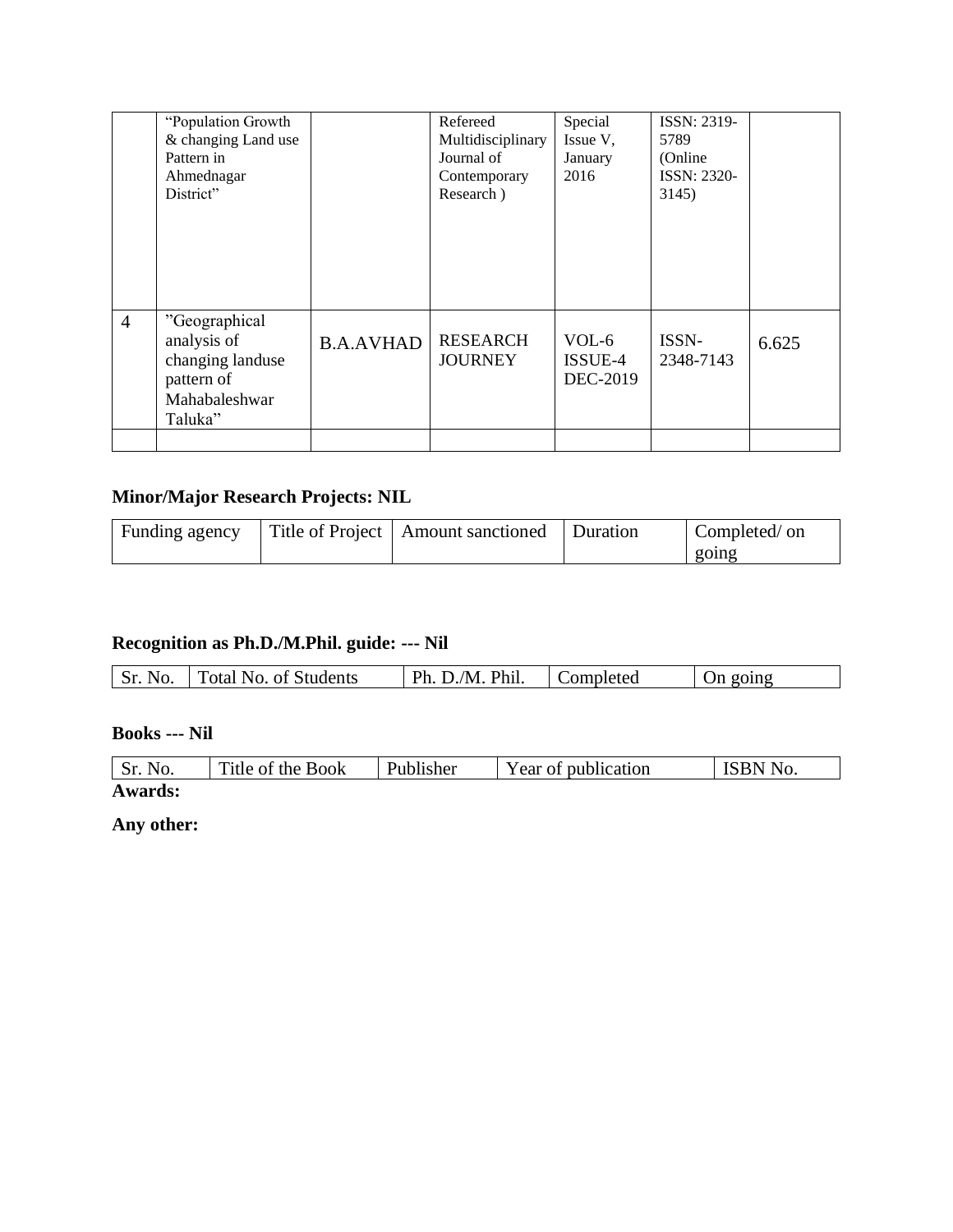| | | | | | | |
|---|---|---|---|---|---|---|
| | "Population Growth & changing Land use Pattern in Ahmednagar District" | | Refereed Multidisciplinary Journal of Contemporary Research ) | Special Issue V, January 2016 | ISSN: 2319-5789 (Online ISSN: 2320-3145) | |
| 4 | "Geographical analysis of changing landuse pattern of Mahabaleshwar Taluka" | B.A.AVHAD | RESEARCH JOURNEY | VOL-6 ISSUE-4 DEC-2019 | ISSN-2348-7143 | 6.625 |
| | | | | | | |

**Minor/Major Research Projects: NIL**

| Funding agency | Title of Project | Amount sanctioned | Duration | Completed/ on going |
|---|---|---|---|---|

**Recognition as Ph.D./M.Phil. guide: --- Nil**

| Sr. No. | Total No. of Students | Ph. D./M. Phil. | Completed | On going |
|---|---|---|---|---|

**Books --- Nil**

| Sr. No. | Title of the Book | Publisher | Year of publication | ISBN No. |
|---|---|---|---|---|

**Awards:**

**Any other:**